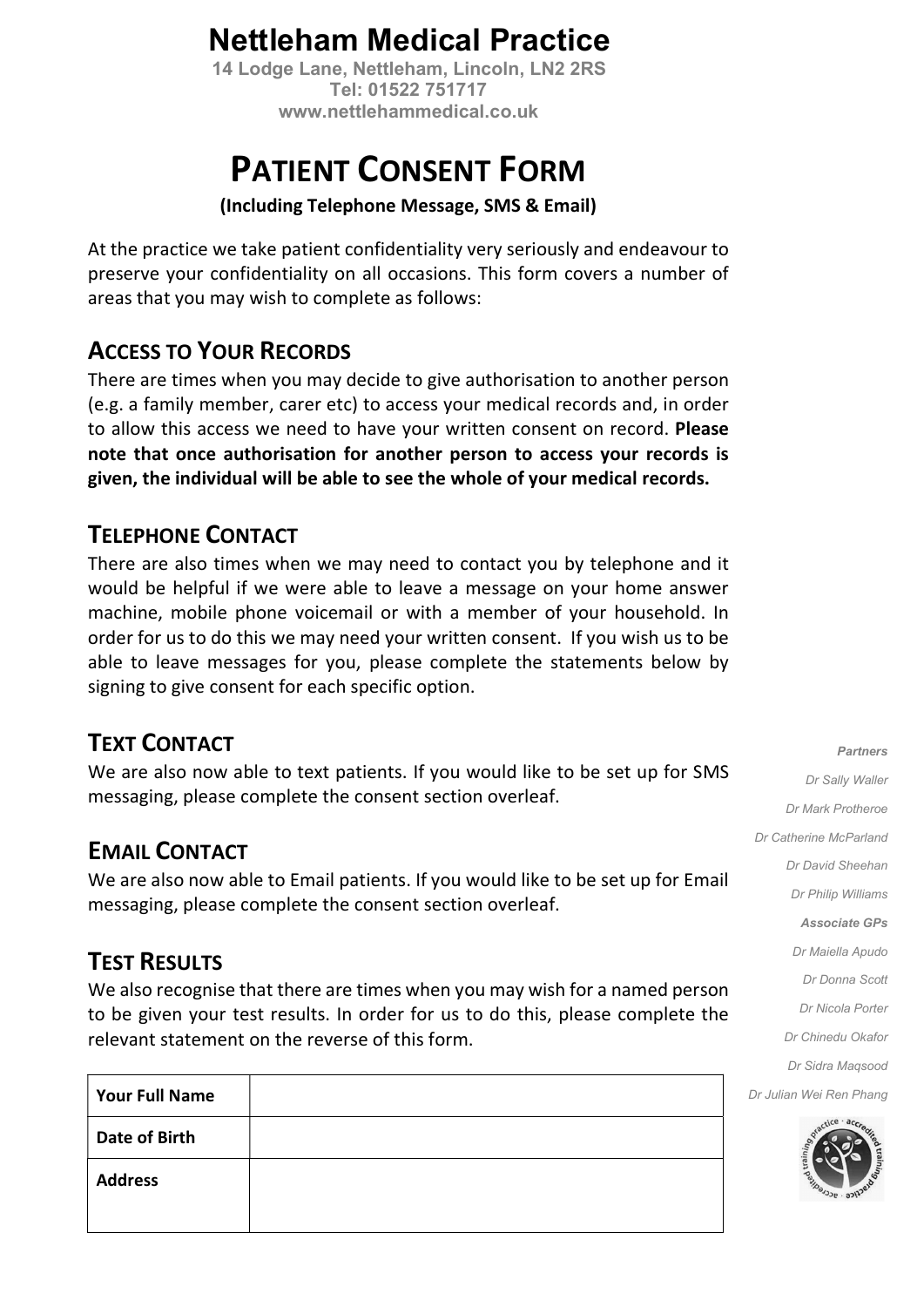# Nettleham Medical Practice

**14 Lodge Lane, Nettleham, Lincoln, LN2 2RS**
**Tel: 01522 751717**
**www.nettlehammedical.co.uk**

# PATIENT CONSENT FORM

**(Including Telephone Message, SMS & Email)**

At the practice we take patient confidentiality very seriously and endeavour to preserve your confidentiality on all occasions. This form covers a number of areas that you may wish to complete as follows:

## ACCESS TO YOUR RECORDS

There are times when you may decide to give authorisation to another person (e.g. a family member, carer etc) to access your medical records and, in order to allow this access we need to have your written consent on record. **Please note that once authorisation for another person to access your records is given, the individual will be able to see the whole of your medical records.**

## TELEPHONE CONTACT

There are also times when we may need to contact you by telephone and it would be helpful if we were able to leave a message on your home answer machine, mobile phone voicemail or with a member of your household. In order for us to do this we may need your written consent. If you wish us to be able to leave messages for you, please complete the statements below by signing to give consent for each specific option.

## TEXT CONTACT

We are also now able to text patients. If you would like to be set up for SMS messaging, please complete the consent section overleaf.

## EMAIL CONTACT

We are also now able to Email patients. If you would like to be set up for Email messaging, please complete the consent section overleaf.

## TEST RESULTS

We also recognise that there are times when you may wish for a named person to be given your test results. In order for us to do this, please complete the relevant statement on the reverse of this form.

| **Your Full Name** | |
|---|---|
| **Date of Birth** | |
| **Address** | |

***Partners***

*Dr Sally Waller*
*Dr Mark Protheroe*
*Dr Catherine McParland*
*Dr David Sheehan*
*Dr Philip Williams*

***Associate GPs***

*Dr Maiella Apudo*
*Dr Donna Scott*
*Dr Nicola Porter*
*Dr Chinedu Okafor*
*Dr Sidra Maqsood*
*Dr Julian Wei Ren Phang*

accredited training practice · accredited training practice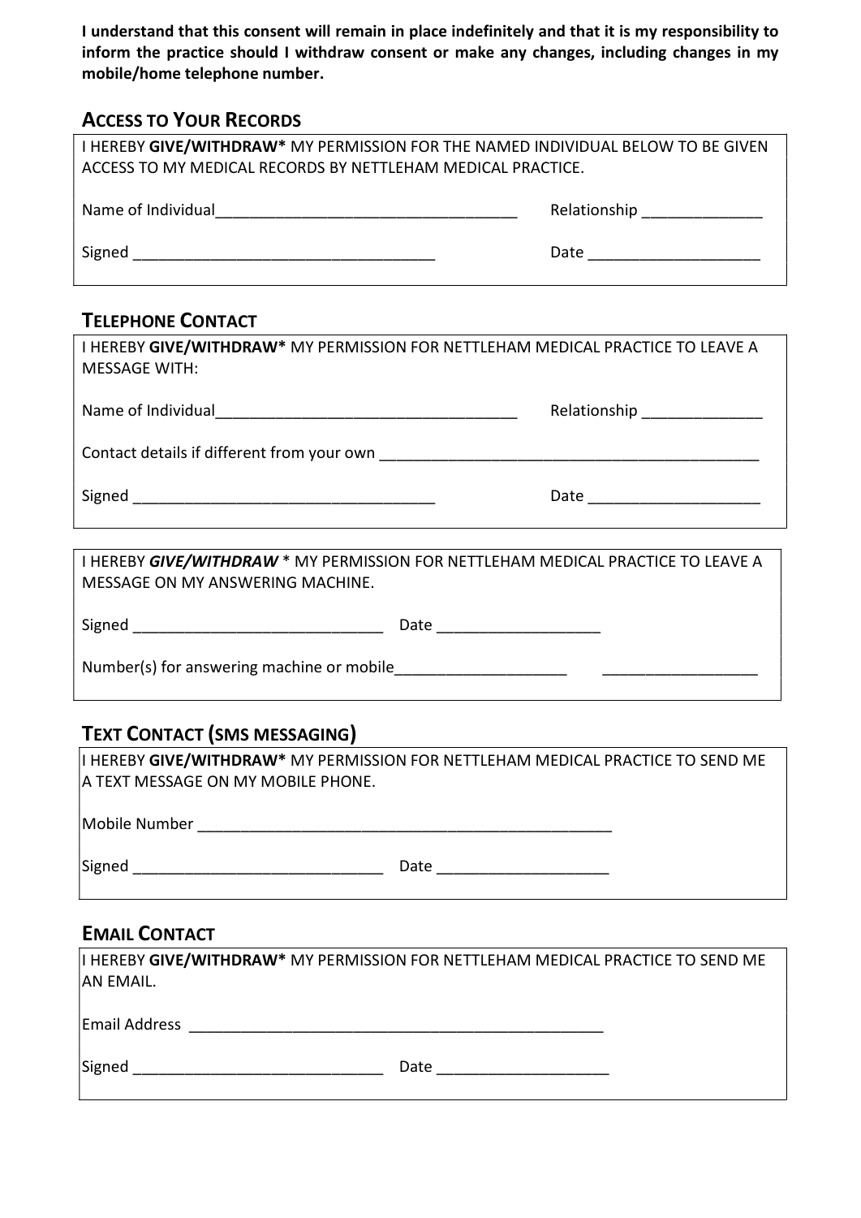**I understand that this consent will remain in place indefinitely and that it is my responsibility to inform the practice should I withdraw consent or make any changes, including changes in my mobile/home telephone number.**

## ACCESS TO YOUR RECORDS

I HEREBY **GIVE/WITHDRAW*** MY PERMISSION FOR THE NAMED INDIVIDUAL BELOW TO BE GIVEN ACCESS TO MY MEDICAL RECORDS BY NETTLEHAM MEDICAL PRACTICE.

Name of Individual___________________________________ Relationship ______________

Signed ___________________________________ Date ____________________

## TELEPHONE CONTACT

I HEREBY **GIVE/WITHDRAW*** MY PERMISSION FOR NETTLEHAM MEDICAL PRACTICE TO LEAVE A MESSAGE WITH:

Name of Individual___________________________________ Relationship ______________

Contact details if different from your own ____________________________________________

Signed ___________________________________ Date ____________________

I HEREBY ***GIVE/WITHDRAW*** * MY PERMISSION FOR NETTLEHAM MEDICAL PRACTICE TO LEAVE A MESSAGE ON MY ANSWERING MACHINE.

Signed _____________________________ Date ___________________

Number(s) for answering machine or mobile____________________ __________________

## TEXT CONTACT (SMS MESSAGING)

I HEREBY **GIVE/WITHDRAW*** MY PERMISSION FOR NETTLEHAM MEDICAL PRACTICE TO SEND ME A TEXT MESSAGE ON MY MOBILE PHONE.

Mobile Number _________________________________________________

Signed _____________________________ Date ____________________

## EMAIL CONTACT

I HEREBY **GIVE/WITHDRAW*** MY PERMISSION FOR NETTLEHAM MEDICAL PRACTICE TO SEND ME AN EMAIL.

Email Address _________________________________________________

Signed _____________________________ Date ____________________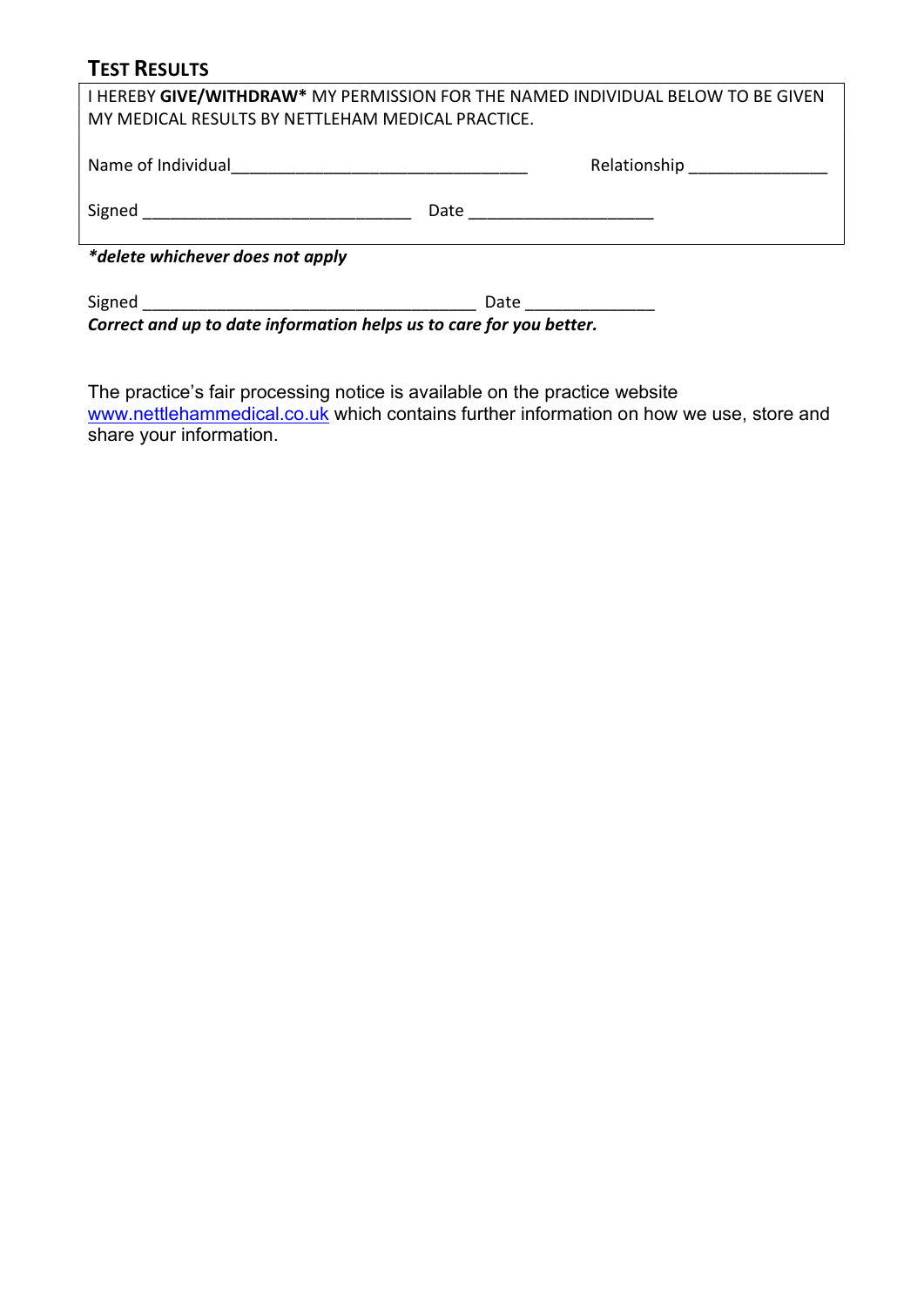## Test Results

I HEREBY **GIVE/WITHDRAW*** MY PERMISSION FOR THE NAMED INDIVIDUAL BELOW TO BE GIVEN MY MEDICAL RESULTS BY NETTLEHAM MEDICAL PRACTICE.

Name of Individual________________________________ Relationship _______________

Signed _____________________________ Date ____________________

***delete whichever does not apply***

Signed ____________________________________ Date ______________

***Correct and up to date information helps us to care for you better.***

The practice's fair processing notice is available on the practice website [www.nettlehammedical.co.uk](http://www.nettlehammedical.co.uk) which contains further information on how we use, store and share your information.